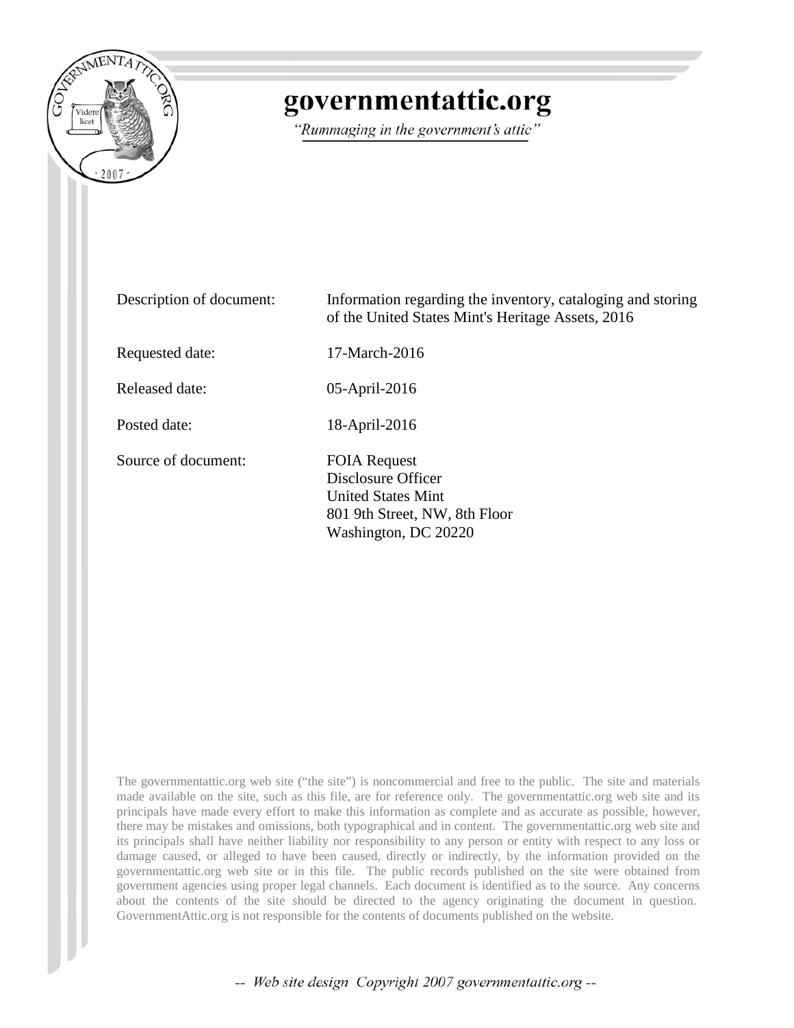# governmentattic.org

*"Rummaging in the government's attic"*

| | |
|---|---|
| Description of document: | Information regarding the inventory, cataloging and storing of the United States Mint's Heritage Assets, 2016 |
| Requested date: | 17-March-2016 |
| Released date: | 05-April-2016 |
| Posted date: | 18-April-2016 |
| Source of document: | FOIA Request<br>Disclosure Officer<br>United States Mint<br>801 9th Street, NW, 8th Floor<br>Washington, DC 20220 |

The governmentattic.org web site ("the site") is noncommercial and free to the public. The site and materials made available on the site, such as this file, are for reference only. The governmentattic.org web site and its principals have made every effort to make this information as complete and as accurate as possible, however, there may be mistakes and omissions, both typographical and in content. The governmentattic.org web site and its principals shall have neither liability nor responsibility to any person or entity with respect to any loss or damage caused, or alleged to have been caused, directly or indirectly, by the information provided on the governmentattic.org web site or in this file. The public records published on the site were obtained from government agencies using proper legal channels. Each document is identified as to the source. Any concerns about the contents of the site should be directed to the agency originating the document in question. GovernmentAttic.org is not responsible for the contents of documents published on the website.

-- Web site design Copyright 2007 governmentattic.org --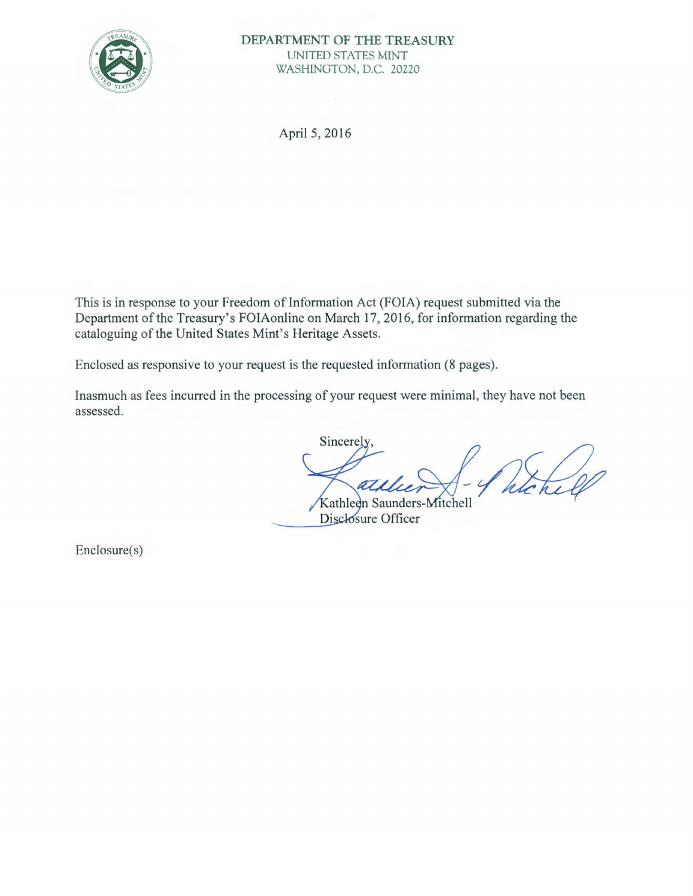**DEPARTMENT OF THE TREASURY**
UNITED STATES MINT
WASHINGTON, D.C. 20220

April 5, 2016

This is in response to your Freedom of Information Act (FOIA) request submitted via the Department of the Treasury's FOIAonline on March 17, 2016, for information regarding the cataloguing of the United States Mint's Heritage Assets.

Enclosed as responsive to your request is the requested information (8 pages).

Inasmuch as fees incurred in the processing of your request were minimal, they have not been assessed.

Sincerely,

Kathleen Saunders-Mitchell
Disclosure Officer

Enclosure(s)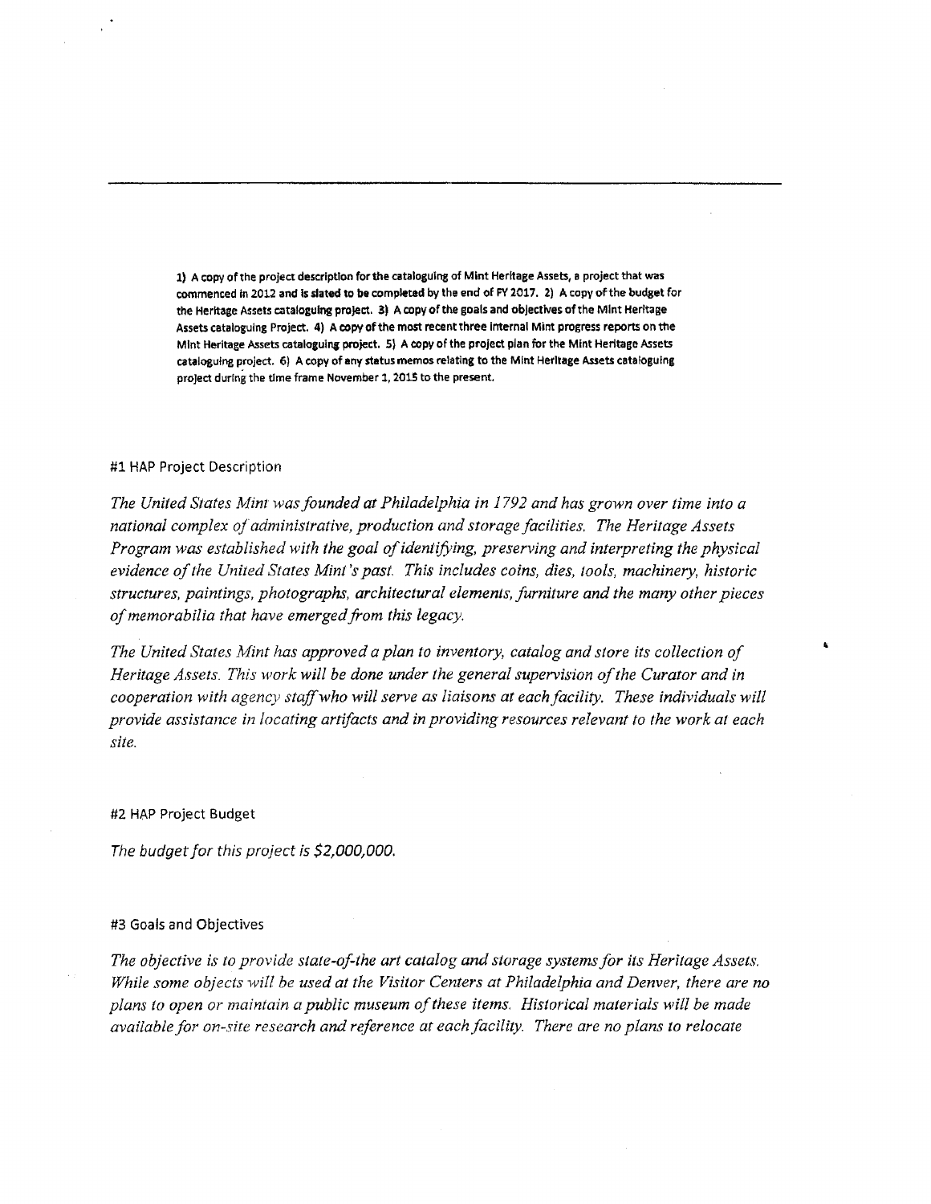---

**1) A copy of the project description for the cataloguing of Mint Heritage Assets, a project that was commenced in 2012 and is slated to be completed by the end of FY 2017. 2) A copy of the budget for the Heritage Assets cataloguing project. 3) A copy of the goals and objectives of the Mint Heritage Assets cataloguing Project. 4) A copy of the most recent three internal Mint progress reports on the Mint Heritage Assets cataloguing project. 5) A copy of the project plan for the Mint Heritage Assets cataloguing project. 6) A copy of any status memos relating to the Mint Heritage Assets cataloguing project during the time frame November 1, 2015 to the present.**

#1 HAP Project Description

*The United States Mint was founded at Philadelphia in 1792 and has grown over time into a national complex of administrative, production and storage facilities. The Heritage Assets Program was established with the goal of identifying, preserving and interpreting the physical evidence of the United States Mint's past. This includes coins, dies, tools, machinery, historic structures, paintings, photographs, architectural elements, furniture and the many other pieces of memorabilia that have emerged from this legacy.*

*The United States Mint has approved a plan to inventory, catalog and store its collection of Heritage Assets. This work will be done under the general supervision of the Curator and in cooperation with agency staff who will serve as liaisons at each facility. These individuals will provide assistance in locating artifacts and in providing resources relevant to the work at each site.*

#2 HAP Project Budget

*The budget for this project is $2,000,000.*

#3 Goals and Objectives

*The objective is to provide state-of-the art catalog and storage systems for its Heritage Assets. While some objects will be used at the Visitor Centers at Philadelphia and Denver, there are no plans to open or maintain a public museum of these items. Historical materials will be made available for on-site research and reference at each facility. There are no plans to relocate*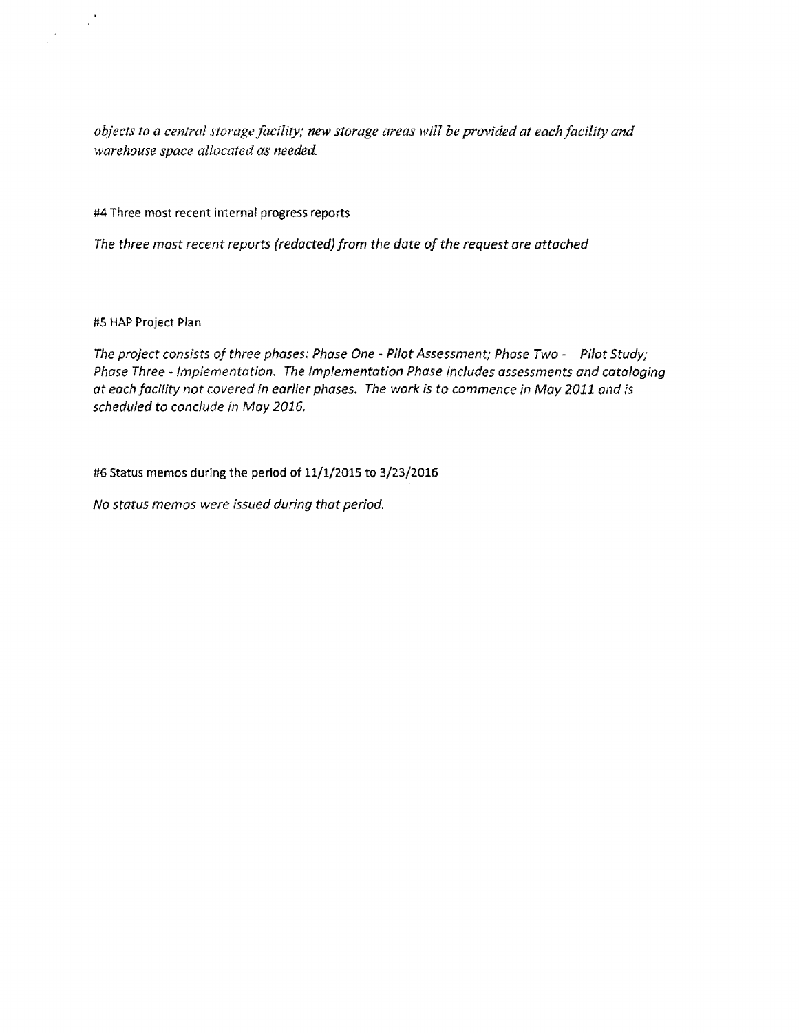*objects to a central storage facility; new storage areas will be provided at each facility and warehouse space allocated as needed.*

#4 Three most recent internal progress reports

*The three most recent reports (redacted) from the date of the request are attached*

#5 HAP Project Plan

*The project consists of three phases: Phase One - Pilot Assessment; Phase Two - Pilot Study; Phase Three - Implementation. The Implementation Phase includes assessments and cataloging at each facility not covered in earlier phases. The work is to commence in May 2011 and is scheduled to conclude in May 2016.*

#6 Status memos during the period of 11/1/2015 to 3/23/2016

*No status memos were issued during that period.*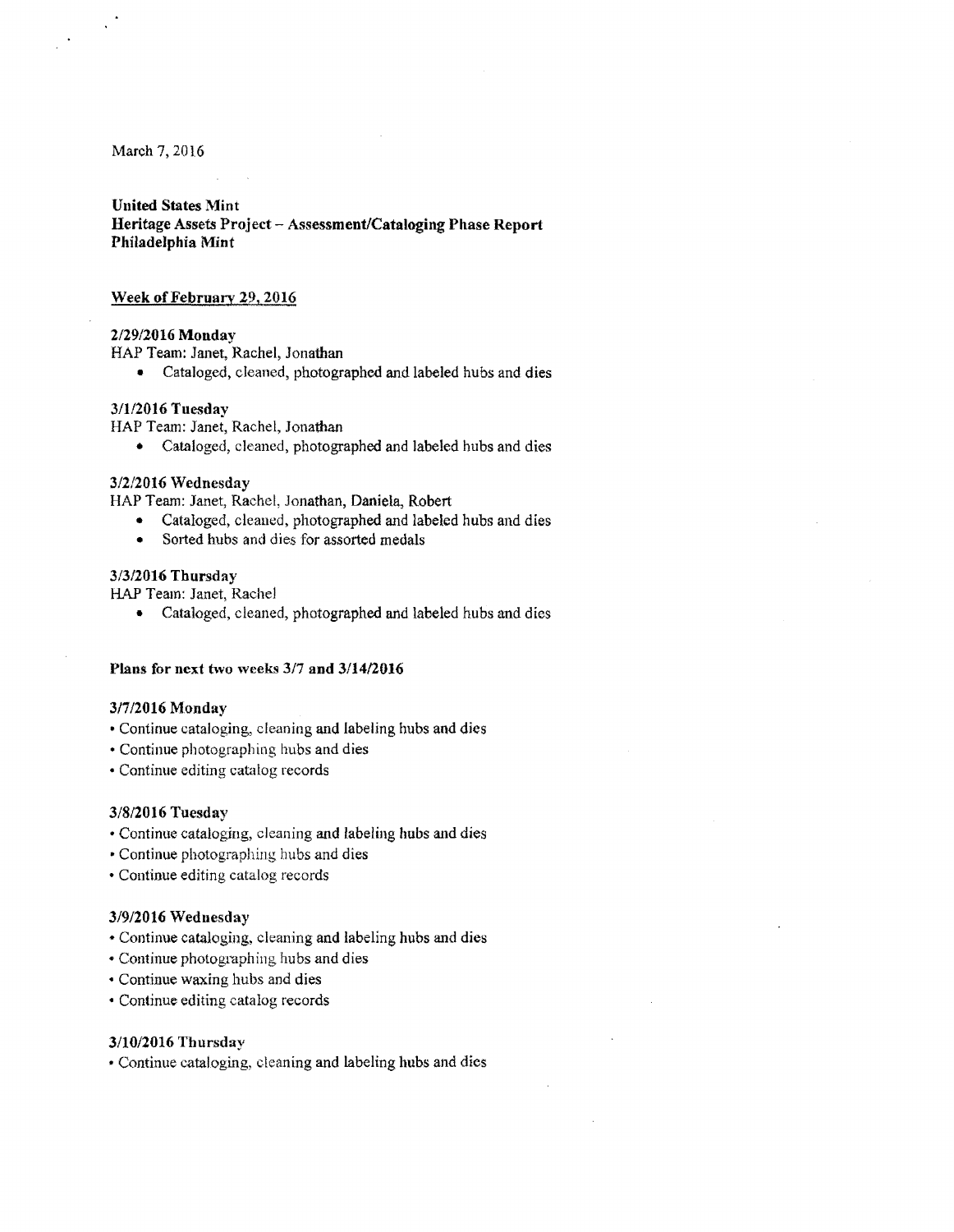March 7, 2016

**United States Mint**
**Heritage Assets Project – Assessment/Cataloging Phase Report**
**Philadelphia Mint**

## Week of February 29, 2016

### 2/29/2016 Monday

HAP Team: Janet, Rachel, Jonathan

- Cataloged, cleaned, photographed and labeled hubs and dies

### 3/1/2016 Tuesday

HAP Team: Janet, Rachel, Jonathan

- Cataloged, cleaned, photographed and labeled hubs and dies

### 3/2/2016 Wednesday

HAP Team: Janet, Rachel, Jonathan, Daniela, Robert

- Cataloged, cleaned, photographed and labeled hubs and dies
- Sorted hubs and dies for assorted medals

### 3/3/2016 Thursday

HAP Team: Janet, Rachel

- Cataloged, cleaned, photographed and labeled hubs and dies

## Plans for next two weeks 3/7 and 3/14/2016

### 3/7/2016 Monday

- Continue cataloging, cleaning and labeling hubs and dies
- Continue photographing hubs and dies
- Continue editing catalog records

### 3/8/2016 Tuesday

- Continue cataloging, cleaning and labeling hubs and dies
- Continue photographing hubs and dies
- Continue editing catalog records

### 3/9/2016 Wednesday

- Continue cataloging, cleaning and labeling hubs and dies
- Continue photographing hubs and dies
- Continue waxing hubs and dies
- Continue editing catalog records

### 3/10/2016 Thursday

- Continue cataloging, cleaning and labeling hubs and dies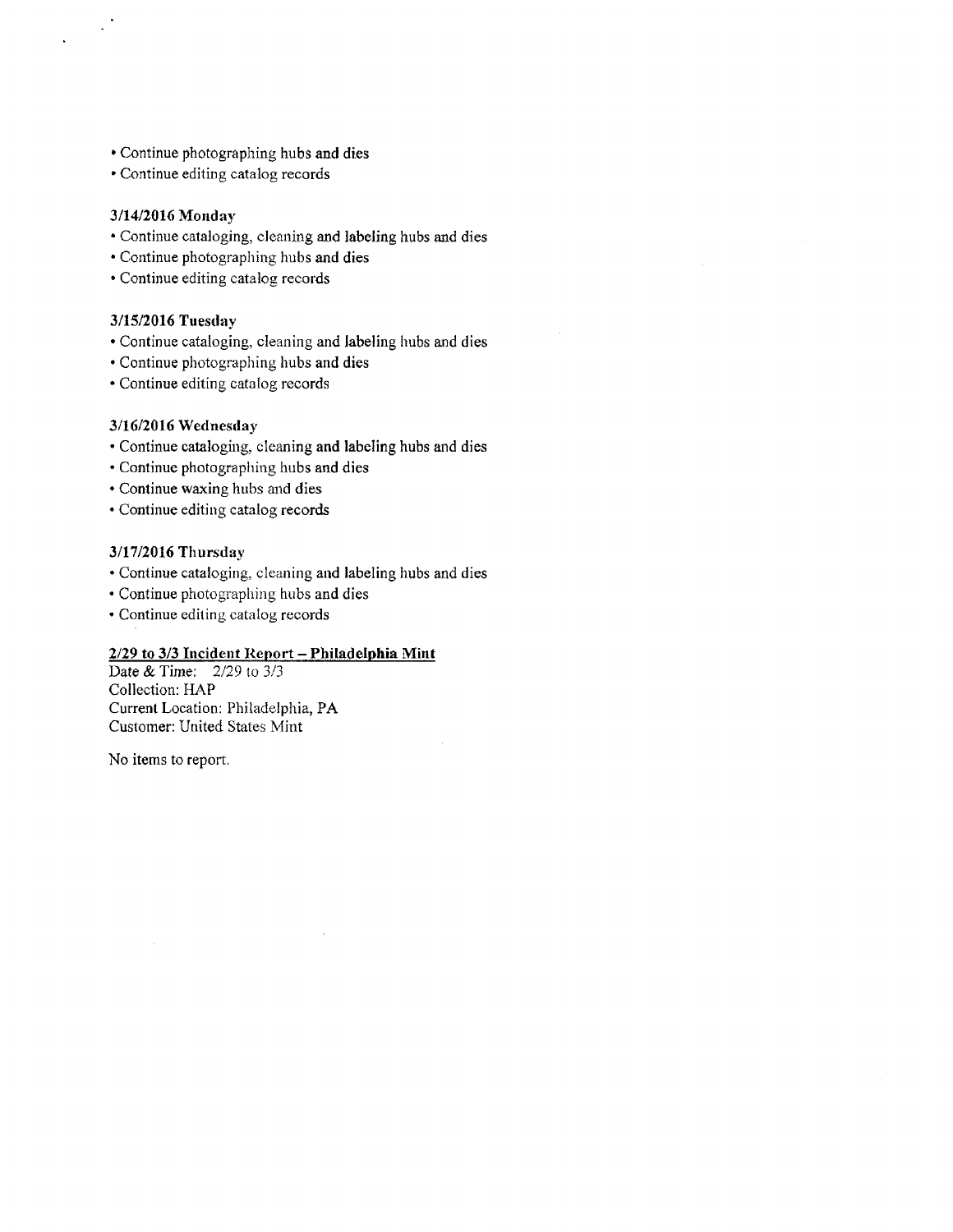- Continue photographing hubs and dies
- Continue editing catalog records

**3/14/2016 Monday**

- Continue cataloging, cleaning and labeling hubs and dies
- Continue photographing hubs and dies
- Continue editing catalog records

**3/15/2016 Tuesday**

- Continue cataloging, cleaning and labeling hubs and dies
- Continue photographing hubs and dies
- Continue editing catalog records

**3/16/2016 Wednesday**

- Continue cataloging, cleaning and labeling hubs and dies
- Continue photographing hubs and dies
- Continue waxing hubs and dies
- Continue editing catalog records

**3/17/2016 Thursday**

- Continue cataloging, cleaning and labeling hubs and dies
- Continue photographing hubs and dies
- Continue editing catalog records

**2/29 to 3/3 Incident Report – Philadelphia Mint**

Date & Time: 2/29 to 3/3
Collection: HAP
Current Location: Philadelphia, PA
Customer: United States Mint

No items to report.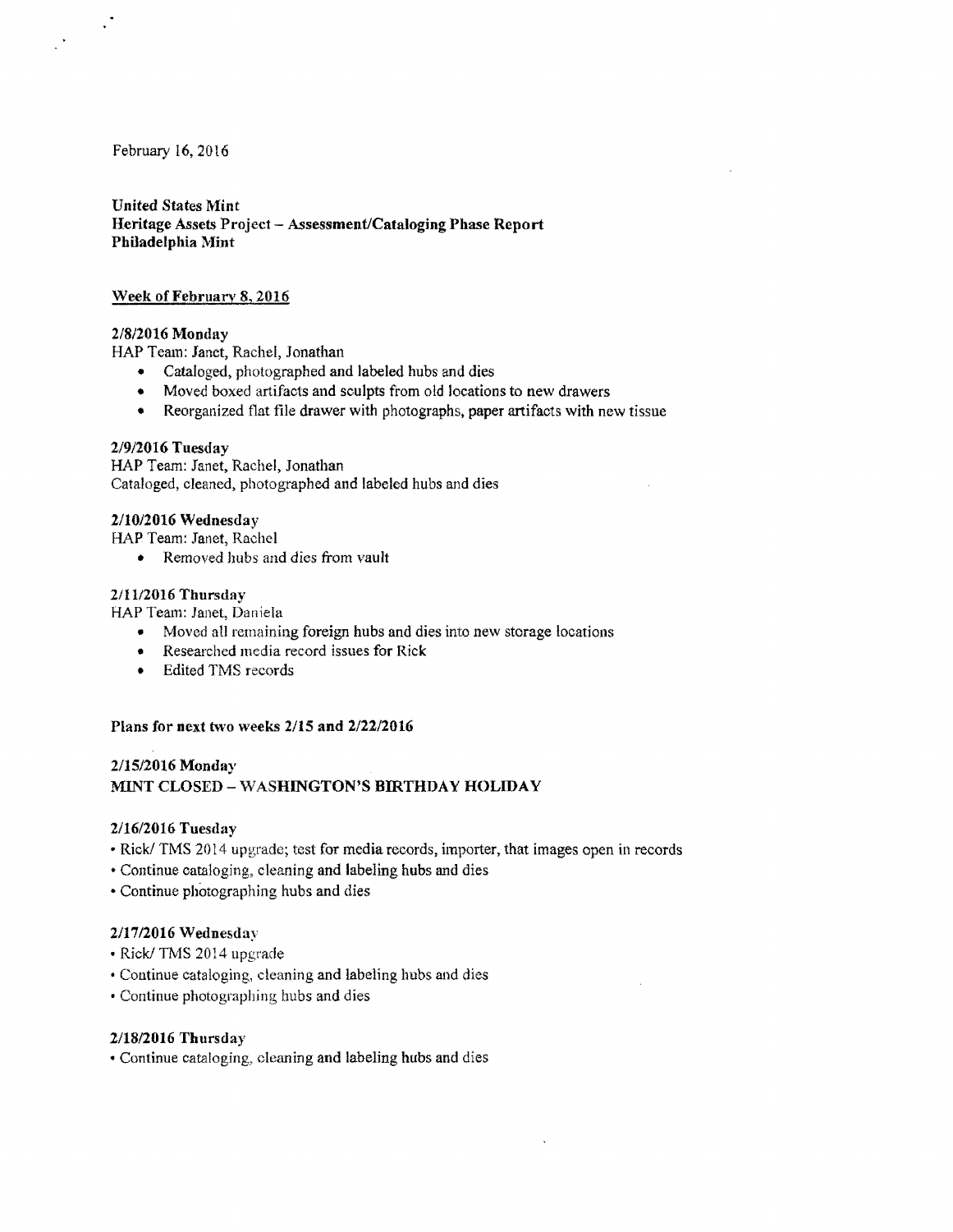February 16, 2016

**United States Mint**
**Heritage Assets Project – Assessment/Cataloging Phase Report**
**Philadelphia Mint**

**Week of February 8, 2016**

**2/8/2016 Monday**
HAP Team: Janet, Rachel, Jonathan

- Cataloged, photographed and labeled hubs and dies
- Moved boxed artifacts and sculpts from old locations to new drawers
- Reorganized flat file drawer with photographs, paper artifacts with new tissue

**2/9/2016 Tuesday**
HAP Team: Janet, Rachel, Jonathan
Cataloged, cleaned, photographed and labeled hubs and dies

**2/10/2016 Wednesday**
HAP Team: Janet, Rachel

- Removed hubs and dies from vault

**2/11/2016 Thursday**
HAP Team: Janet, Daniela

- Moved all remaining foreign hubs and dies into new storage locations
- Researched media record issues for Rick
- Edited TMS records

**Plans for next two weeks 2/15 and 2/22/2016**

**2/15/2016 Monday**
**MINT CLOSED – WASHINGTON'S BIRTHDAY HOLIDAY**

**2/16/2016 Tuesday**

- Rick/ TMS 2014 upgrade; test for media records, importer, that images open in records
- Continue cataloging, cleaning and labeling hubs and dies
- Continue photographing hubs and dies

**2/17/2016 Wednesday**

- Rick/ TMS 2014 upgrade
- Continue cataloging, cleaning and labeling hubs and dies
- Continue photographing hubs and dies

**2/18/2016 Thursday**

- Continue cataloging, cleaning and labeling hubs and dies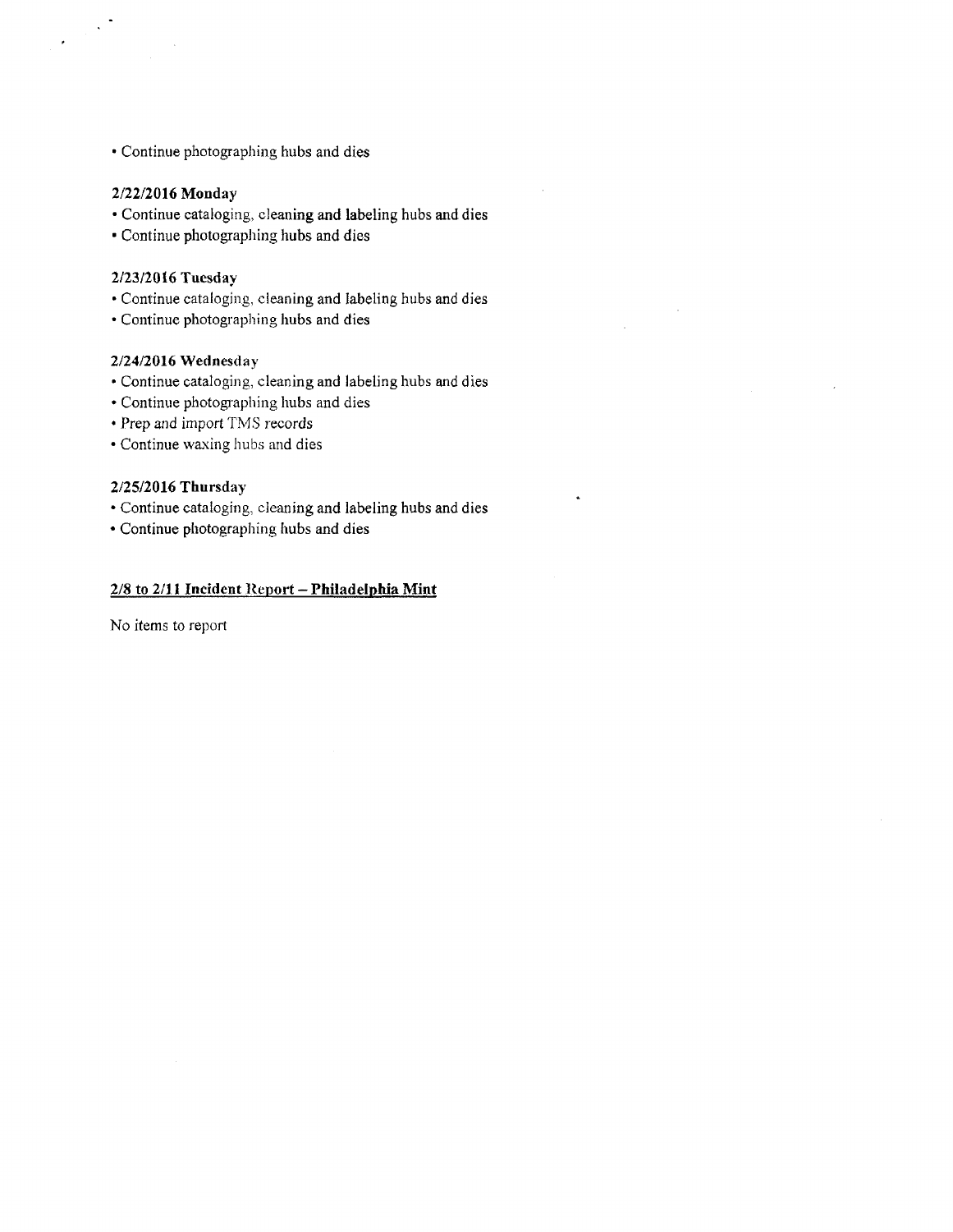- Continue photographing hubs and dies

**2/22/2016 Monday**
- Continue cataloging, cleaning and labeling hubs and dies
- Continue photographing hubs and dies

**2/23/2016 Tuesday**
- Continue cataloging, cleaning and labeling hubs and dies
- Continue photographing hubs and dies

**2/24/2016 Wednesday**
- Continue cataloging, cleaning and labeling hubs and dies
- Continue photographing hubs and dies
- Prep and import TMS records
- Continue waxing hubs and dies

**2/25/2016 Thursday**
- Continue cataloging, cleaning and labeling hubs and dies
- Continue photographing hubs and dies

**<u>2/8 to 2/11 Incident Report – Philadelphia Mint</u>**

No items to report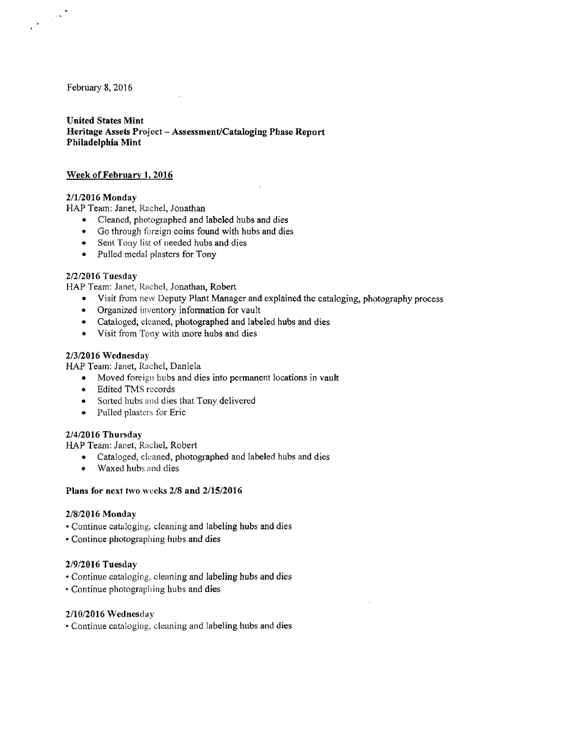February 8, 2016

**United States Mint**
**Heritage Assets Project – Assessment/Cataloging Phase Report**
**Philadelphia Mint**

**Week of February 1, 2016**

**2/1/2016 Monday**
HAP Team: Janet, Rachel, Jonathan

- Cleaned, photographed and labeled hubs and dies
- Go through foreign coins found with hubs and dies
- Sent Tony list of needed hubs and dies
- Pulled medal plasters for Tony

**2/2/2016 Tuesday**
HAP Team: Janet, Rachel, Jonathan, Robert

- Visit from new Deputy Plant Manager and explained the cataloging, photography process
- Organized inventory information for vault
- Cataloged, cleaned, photographed and labeled hubs and dies
- Visit from Tony with more hubs and dies

**2/3/2016 Wednesday**
HAP Team: Janet, Rachel, Daniela

- Moved foreign hubs and dies into permanent locations in vault
- Edited TMS records
- Sorted hubs and dies that Tony delivered
- Pulled plasters for Eric

**2/4/2016 Thursday**
HAP Team: Janet, Rachel, Robert

- Cataloged, cleaned, photographed and labeled hubs and dies
- Waxed hubs and dies

**Plans for next two weeks 2/8 and 2/15/2016**

**2/8/2016 Monday**

- Continue cataloging, cleaning and labeling hubs and dies
- Continue photographing hubs and dies

**2/9/2016 Tuesday**

- Continue cataloging, cleaning and labeling hubs and dies
- Continue photographing hubs and dies

**2/10/2016 Wednesday**

- Continue cataloging, cleaning and labeling hubs and dies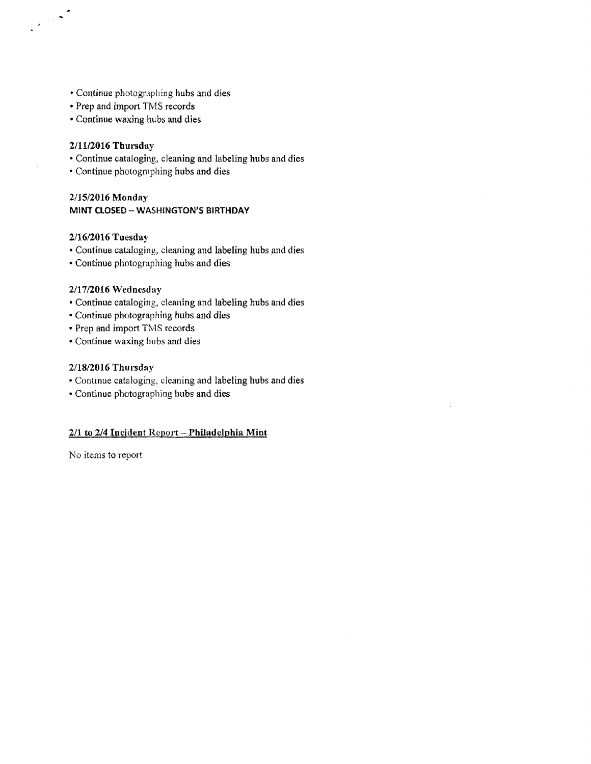- Continue photographing hubs and dies
- Prep and import TMS records
- Continue waxing hubs and dies

**2/11/2016 Thursday**
- Continue cataloging, cleaning and labeling hubs and dies
- Continue photographing hubs and dies

**2/15/2016 Monday**
**MINT CLOSED – WASHINGTON'S BIRTHDAY**

**2/16/2016 Tuesday**
- Continue cataloging, cleaning and labeling hubs and dies
- Continue photographing hubs and dies

**2/17/2016 Wednesday**
- Continue cataloging, cleaning and labeling hubs and dies
- Continue photographing hubs and dies
- Prep and import TMS records
- Continue waxing hubs and dies

**2/18/2016 Thursday**
- Continue cataloging, cleaning and labeling hubs and dies
- Continue photographing hubs and dies

**2/1 to 2/4 Incident Report – Philadelphia Mint**

No items to report